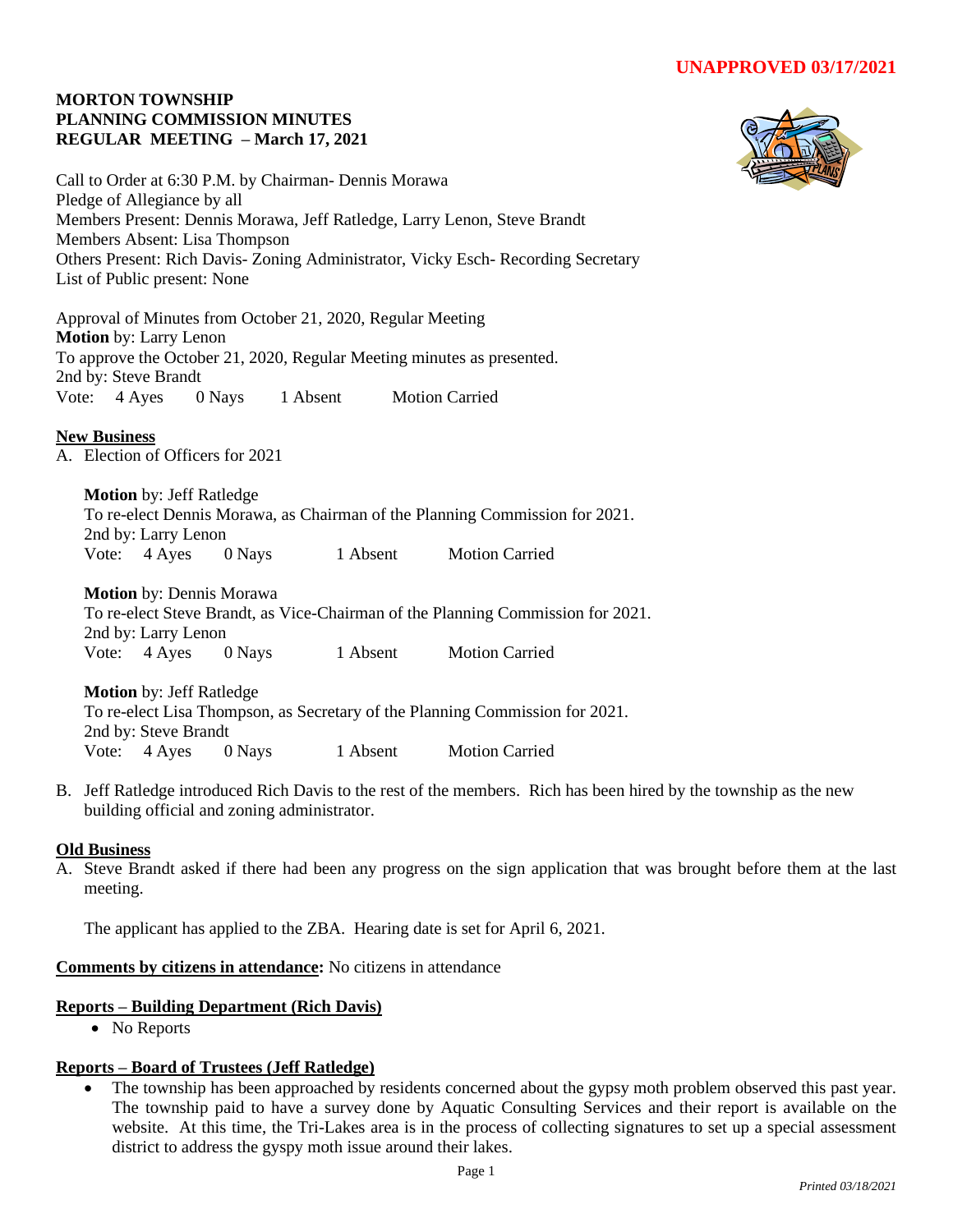**UNAPPROVED 03/17/2021**

**MORTON TOWNSHIP**
**PLANNING COMMISSION MINUTES**
**REGULAR MEETING – March 17, 2021**

Call to Order at 6:30 P.M. by Chairman- Dennis Morawa
Pledge of Allegiance by all
Members Present: Dennis Morawa, Jeff Ratledge, Larry Lenon, Steve Brandt
Members Absent: Lisa Thompson
Others Present: Rich Davis- Zoning Administrator, Vicky Esch- Recording Secretary
List of Public present: None

Approval of Minutes from October 21, 2020, Regular Meeting
**Motion** by: Larry Lenon
To approve the October 21, 2020, Regular Meeting minutes as presented.
2nd by: Steve Brandt
Vote: 4 Ayes 0 Nays 1 Absent Motion Carried

## New Business

A. Election of Officers for 2021

**Motion** by: Jeff Ratledge
To re-elect Dennis Morawa, as Chairman of the Planning Commission for 2021.
2nd by: Larry Lenon
Vote: 4 Ayes 0 Nays 1 Absent Motion Carried

**Motion** by: Dennis Morawa
To re-elect Steve Brandt, as Vice-Chairman of the Planning Commission for 2021.
2nd by: Larry Lenon
Vote: 4 Ayes 0 Nays 1 Absent Motion Carried

**Motion** by: Jeff Ratledge
To re-elect Lisa Thompson, as Secretary of the Planning Commission for 2021.
2nd by: Steve Brandt
Vote: 4 Ayes 0 Nays 1 Absent Motion Carried

B. Jeff Ratledge introduced Rich Davis to the rest of the members. Rich has been hired by the township as the new building official and zoning administrator.

## Old Business

A. Steve Brandt asked if there had been any progress on the sign application that was brought before them at the last meeting.

The applicant has applied to the ZBA. Hearing date is set for April 6, 2021.

**Comments by citizens in attendance:** No citizens in attendance

## Reports – Building Department (Rich Davis)

- No Reports

## Reports – Board of Trustees (Jeff Ratledge)

- The township has been approached by residents concerned about the gypsy moth problem observed this past year. The township paid to have a survey done by Aquatic Consulting Services and their report is available on the website. At this time, the Tri-Lakes area is in the process of collecting signatures to set up a special assessment district to address the gyspy moth issue around their lakes.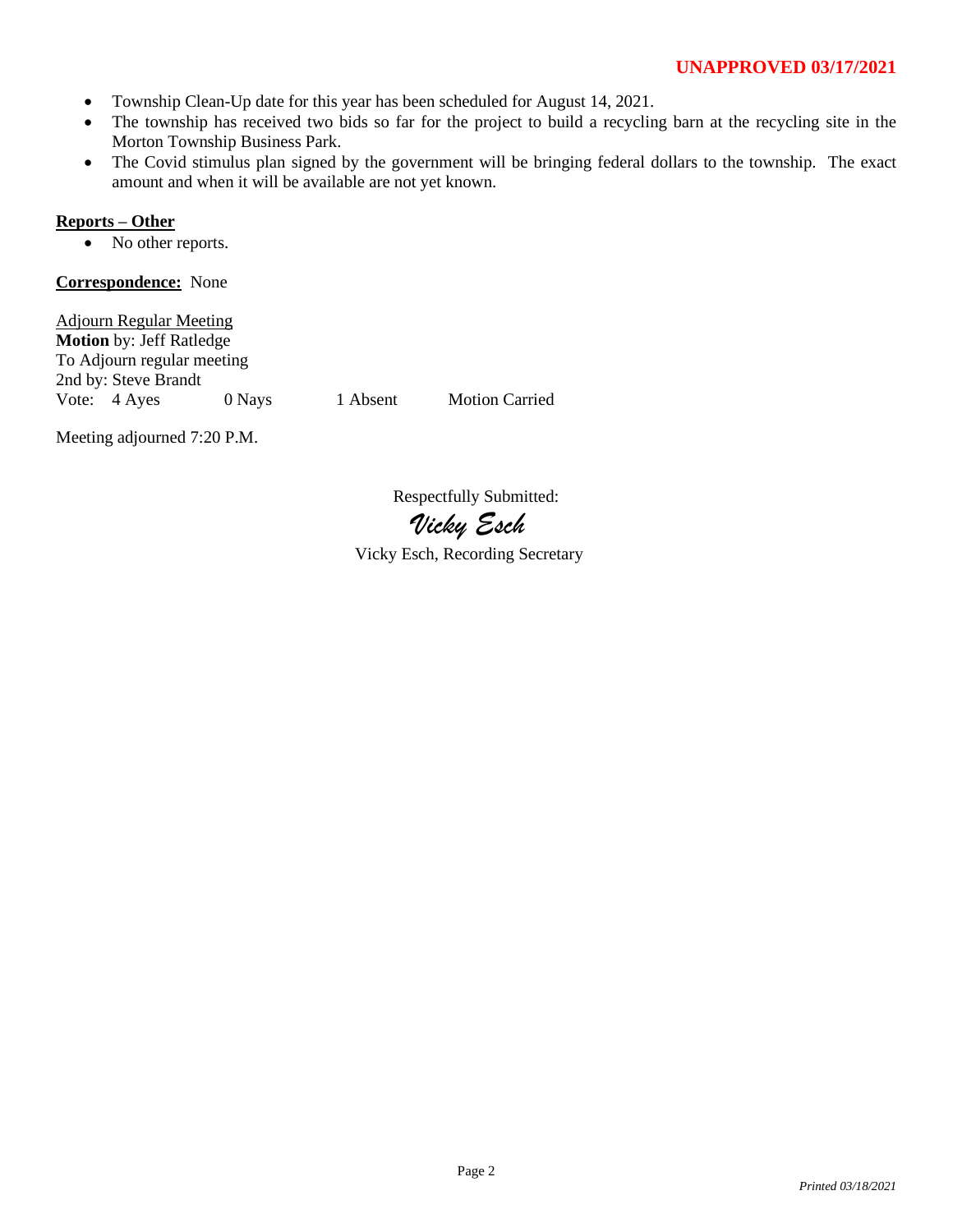**UNAPPROVED 03/17/2021**

- Township Clean-Up date for this year has been scheduled for August 14, 2021.
- The township has received two bids so far for the project to build a recycling barn at the recycling site in the Morton Township Business Park.
- The Covid stimulus plan signed by the government will be bringing federal dollars to the township. The exact amount and when it will be available are not yet known.

**Reports – Other**

- No other reports.

**Correspondence:** None

Adjourn Regular Meeting
**Motion** by: Jeff Ratledge
To Adjourn regular meeting
2nd by: Steve Brandt
Vote: 4 Ayes 0 Nays 1 Absent Motion Carried

Meeting adjourned 7:20 P.M.

Respectfully Submitted:
*Vicky Esch*
Vicky Esch, Recording Secretary

*Printed 03/18/2021*